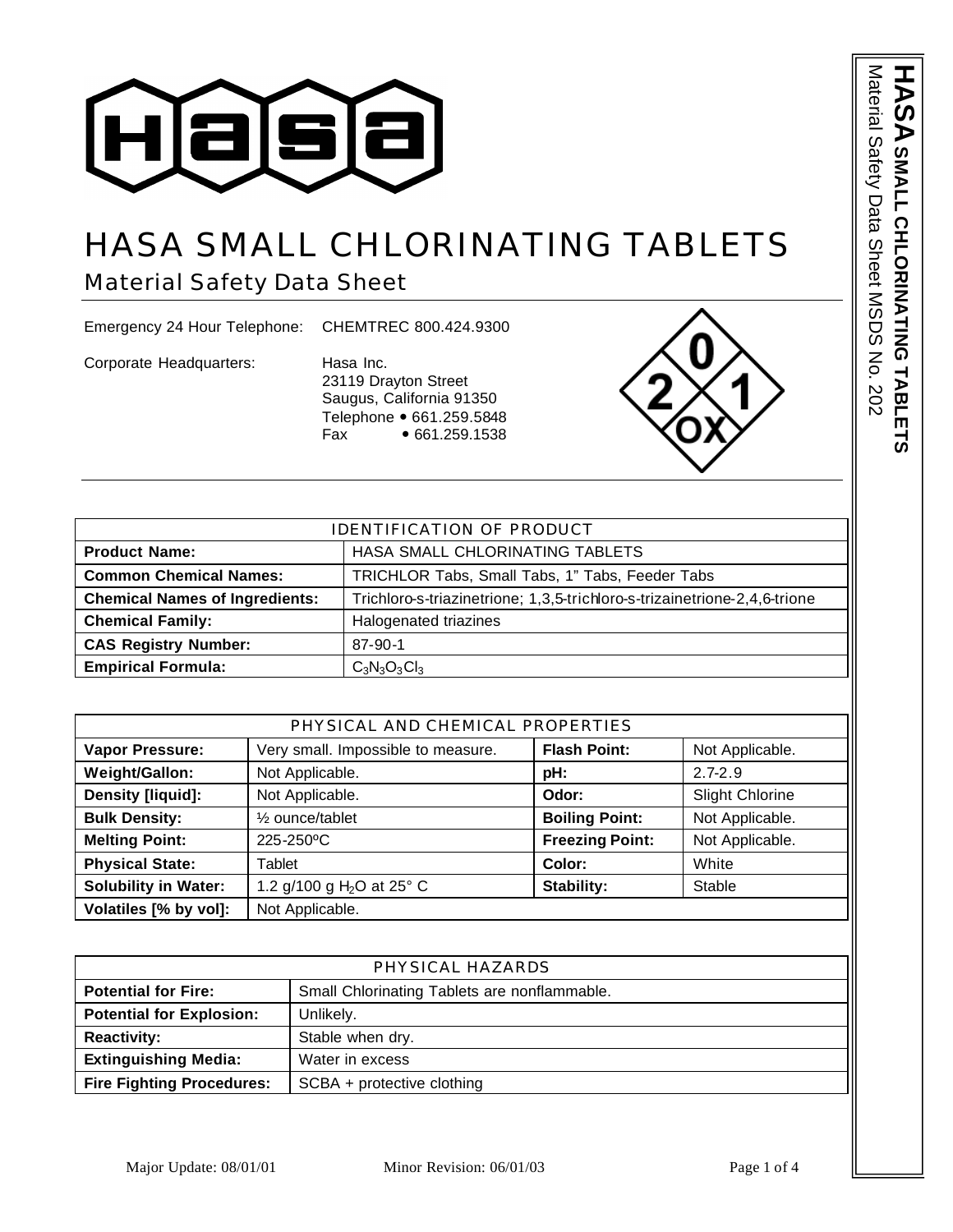# HASA SMALL CHLORINATING TABLETS

## Material Safety Data Sheet

Emergency 24 Hour Telephone: CHEMTREC 800.424.9300

Corporate Headquarters: Hasa Inc.
23119 Drayton Street
Saugus, California 91350
Telephone • 661.259.5848
Fax • 661.259.1538

| IDENTIFICATION OF PRODUCT | |
|---|---|
| **Product Name:** | HASA SMALL CHLORINATING TABLETS |
| **Common Chemical Names:** | TRICHLOR Tabs, Small Tabs, 1" Tabs, Feeder Tabs |
| **Chemical Names of Ingredients:** | Trichloro-s-triazinetrione; 1,3,5-trichloro-s-trizainetrione-2,4,6-trione |
| **Chemical Family:** | Halogenated triazines |
| **CAS Registry Number:** | 87-90-1 |
| **Empirical Formula:** | $C_3N_3O_3Cl_3$ |

| PHYSICAL AND CHEMICAL PROPERTIES | | | |
|---|---|---|---|
| **Vapor Pressure:** | Very small. Impossible to measure. | **Flash Point:** | Not Applicable. |
| **Weight/Gallon:** | Not Applicable. | **pH:** | 2.7-2.9 |
| **Density [liquid]:** | Not Applicable. | **Odor:** | Slight Chlorine |
| **Bulk Density:** | ½ ounce/tablet | **Boiling Point:** | Not Applicable. |
| **Melting Point:** | 225-250ºC | **Freezing Point:** | Not Applicable. |
| **Physical State:** | Tablet | **Color:** | White |
| **Solubility in Water:** | 1.2 g/100 g $H_2O$ at 25° C | **Stability:** | Stable |
| **Volatiles [% by vol]:** | Not Applicable. | | |

| PHYSICAL HAZARDS | |
|---|---|
| **Potential for Fire:** | Small Chlorinating Tablets are nonflammable. |
| **Potential for Explosion:** | Unlikely. |
| **Reactivity:** | Stable when dry. |
| **Extinguishing Media:** | Water in excess |
| **Fire Fighting Procedures:** | SCBA + protective clothing |

Major Update: 08/01/01 Minor Revision: 06/01/03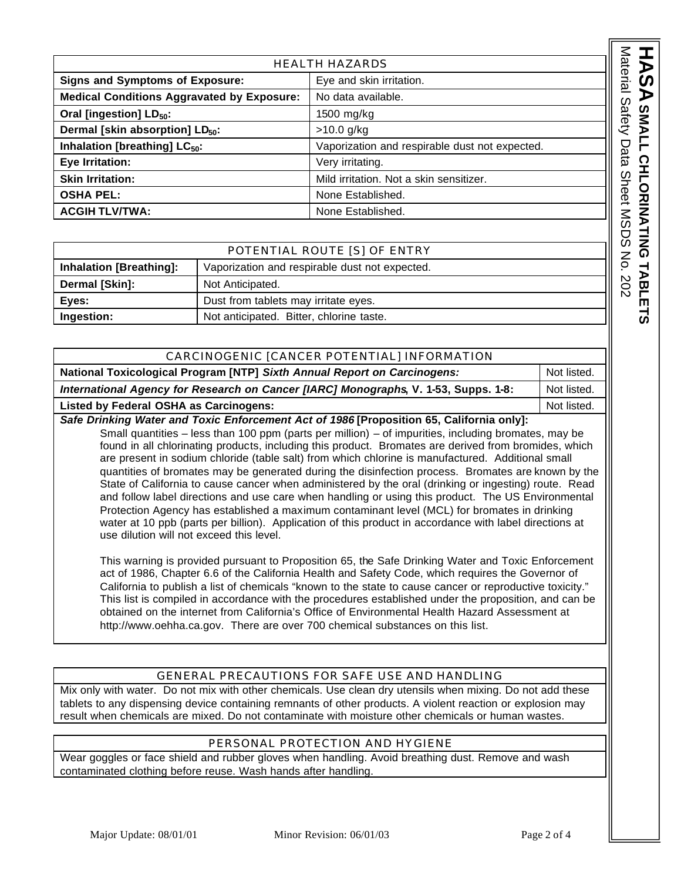| HEALTH HAZARDS | |
|---|---|
| **Signs and Symptoms of Exposure:** | Eye and skin irritation. |
| **Medical Conditions Aggravated by Exposure:** | No data available. |
| **Oral [ingestion] $LD_{50}$:** | 1500 mg/kg |
| **Dermal [skin absorption] $LD_{50}$:** | >10.0 g/kg |
| **Inhalation [breathing] $LC_{50}$:** | Vaporization and respirable dust not expected. |
| **Eye Irritation:** | Very irritating. |
| **Skin Irritation:** | Mild irritation. Not a skin sensitizer. |
| **OSHA PEL:** | None Established. |
| **ACGIH TLV/TWA:** | None Established. |

| POTENTIAL ROUTE [S] OF ENTRY | |
|---|---|
| **Inhalation [Breathing]:** | Vaporization and respirable dust not expected. |
| **Dermal [Skin]:** | Not Anticipated. |
| **Eyes:** | Dust from tablets may irritate eyes. |
| **Ingestion:** | Not anticipated. Bitter, chlorine taste. |

| CARCINOGENIC [CANCER POTENTIAL] INFORMATION | |
|---|---|
| **National Toxicological Program [NTP]** ***Sixth Annual Report on Carcinogens:*** | Not listed. |
| ***International Agency for Research on Cancer [IARC] Monographs*****, V. 1-53, Supps. 1-8:** | Not listed. |
| **Listed by Federal OSHA as Carcinogens:** | Not listed. |

***Safe Drinking Water and Toxic Enforcement Act of 1986*** **[Proposition 65, California only]:**

Small quantities – less than 100 ppm (parts per million) – of impurities, including bromates, may be found in all chlorinating products, including this product. Bromates are derived from bromides, which are present in sodium chloride (table salt) from which chlorine is manufactured. Additional small quantities of bromates may be generated during the disinfection process. Bromates are known by the State of California to cause cancer when administered by the oral (drinking or ingesting) route. Read and follow label directions and use care when handling or using this product. The US Environmental Protection Agency has established a maximum contaminant level (MCL) for bromates in drinking water at 10 ppb (parts per billion). Application of this product in accordance with label directions at use dilution will not exceed this level.

This warning is provided pursuant to Proposition 65, the Safe Drinking Water and Toxic Enforcement act of 1986, Chapter 6.6 of the California Health and Safety Code, which requires the Governor of California to publish a list of chemicals "known to the state to cause cancer or reproductive toxicity." This list is compiled in accordance with the procedures established under the proposition, and can be obtained on the internet from California's Office of Environmental Health Hazard Assessment at http://www.oehha.ca.gov. There are over 700 chemical substances on this list.

## GENERAL PRECAUTIONS FOR SAFE USE AND HANDLING

Mix only with water. Do not mix with other chemicals. Use clean dry utensils when mixing. Do not add these tablets to any dispensing device containing remnants of other products. A violent reaction or explosion may result when chemicals are mixed. Do not contaminate with moisture other chemicals or human wastes.

## PERSONAL PROTECTION AND HYGIENE

Wear goggles or face shield and rubber gloves when handling. Avoid breathing dust. Remove and wash contaminated clothing before reuse. Wash hands after handling.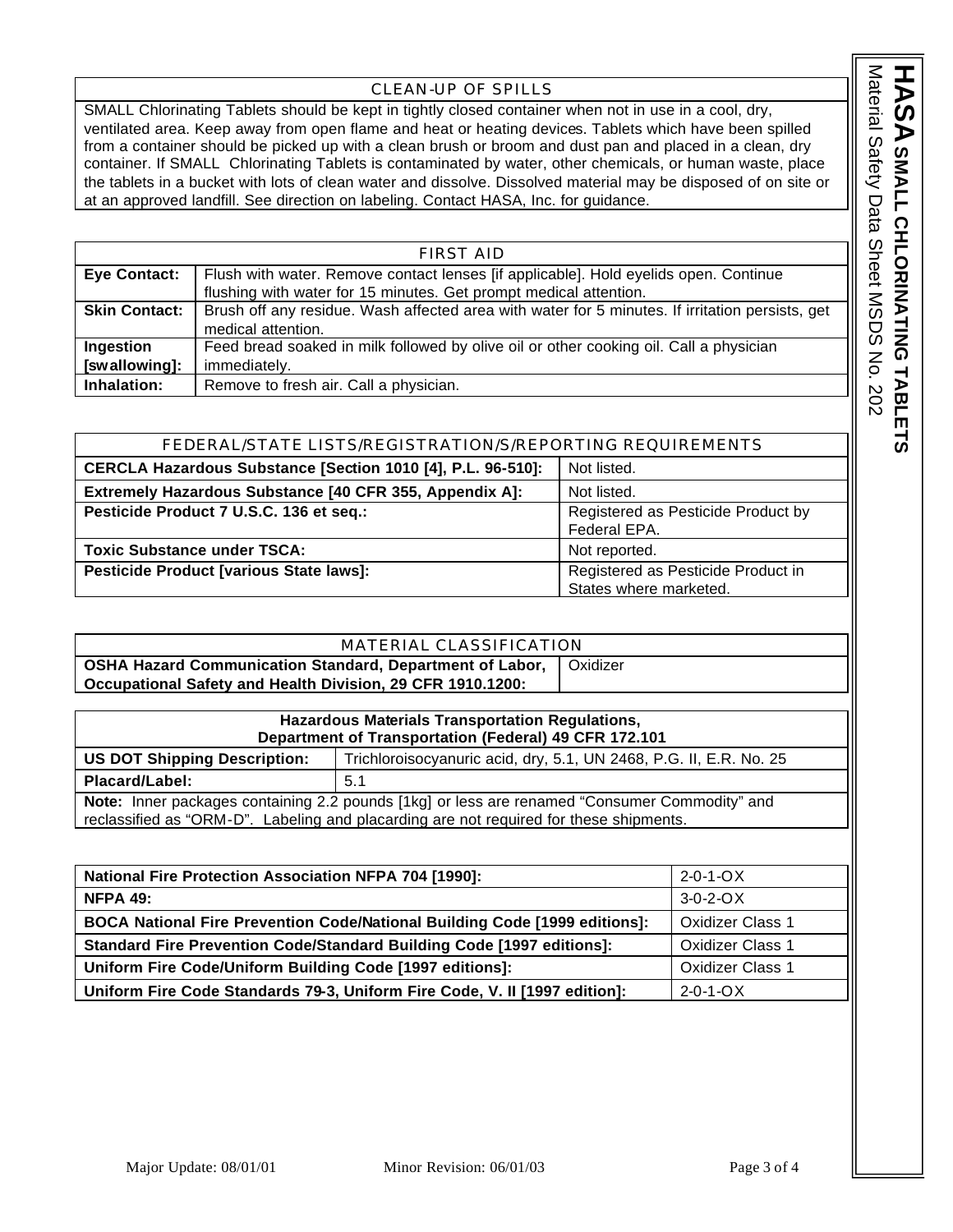## CLEAN-UP OF SPILLS

SMALL Chlorinating Tablets should be kept in tightly closed container when not in use in a cool, dry, ventilated area. Keep away from open flame and heat or heating devices. Tablets which have been spilled from a container should be picked up with a clean brush or broom and dust pan and placed in a clean, dry container. If SMALL Chlorinating Tablets is contaminated by water, other chemicals, or human waste, place the tablets in a bucket with lots of clean water and dissolve. Dissolved material may be disposed of on site or at an approved landfill. See direction on labeling. Contact HASA, Inc. for guidance.

## FIRST AID

| | |
|---|---|
| **Eye Contact:** | Flush with water. Remove contact lenses [if applicable]. Hold eyelids open. Continue flushing with water for 15 minutes. Get prompt medical attention. |
| **Skin Contact:** | Brush off any residue. Wash affected area with water for 5 minutes. If irritation persists, get medical attention. |
| **Ingestion [swallowing]:** | Feed bread soaked in milk followed by olive oil or other cooking oil. Call a physician immediately. |
| **Inhalation:** | Remove to fresh air. Call a physician. |

## FEDERAL/STATE LISTS/REGISTRATION/S/REPORTING REQUIREMENTS

| | |
|---|---|
| **CERCLA Hazardous Substance [Section 1010 [4], P.L. 96-510]:** | Not listed. |
| **Extremely Hazardous Substance [40 CFR 355, Appendix A]:** | Not listed. |
| **Pesticide Product 7 U.S.C. 136 et seq.:** | Registered as Pesticide Product by Federal EPA. |
| **Toxic Substance under TSCA:** | Not reported. |
| **Pesticide Product [various State laws]:** | Registered as Pesticide Product in States where marketed. |

## MATERIAL CLASSIFICATION

| | |
|---|---|
| **OSHA Hazard Communication Standard, Department of Labor, Occupational Safety and Health Division, 29 CFR 1910.1200:** | Oxidizer |

**Hazardous Materials Transportation Regulations, Department of Transportation (Federal) 49 CFR 172.101**

| | |
|---|---|
| **US DOT Shipping Description:** | Trichloroisocyanuric acid, dry, 5.1, UN 2468, P.G. II, E.R. No. 25 |
| **Placard/Label:** | 5.1 |

**Note:** Inner packages containing 2.2 pounds [1kg] or less are renamed "Consumer Commodity" and reclassified as "ORM-D". Labeling and placarding are not required for these shipments.

| | |
|---|---|
| **National Fire Protection Association NFPA 704 [1990]:** | 2-0-1-OX |
| **NFPA 49:** | 3-0-2-OX |
| **BOCA National Fire Prevention Code/National Building Code [1999 editions]:** | Oxidizer Class 1 |
| **Standard Fire Prevention Code/Standard Building Code [1997 editions]:** | Oxidizer Class 1 |
| **Uniform Fire Code/Uniform Building Code [1997 editions]:** | Oxidizer Class 1 |
| **Uniform Fire Code Standards 79-3, Uniform Fire Code, V. II [1997 edition]:** | 2-0-1-OX |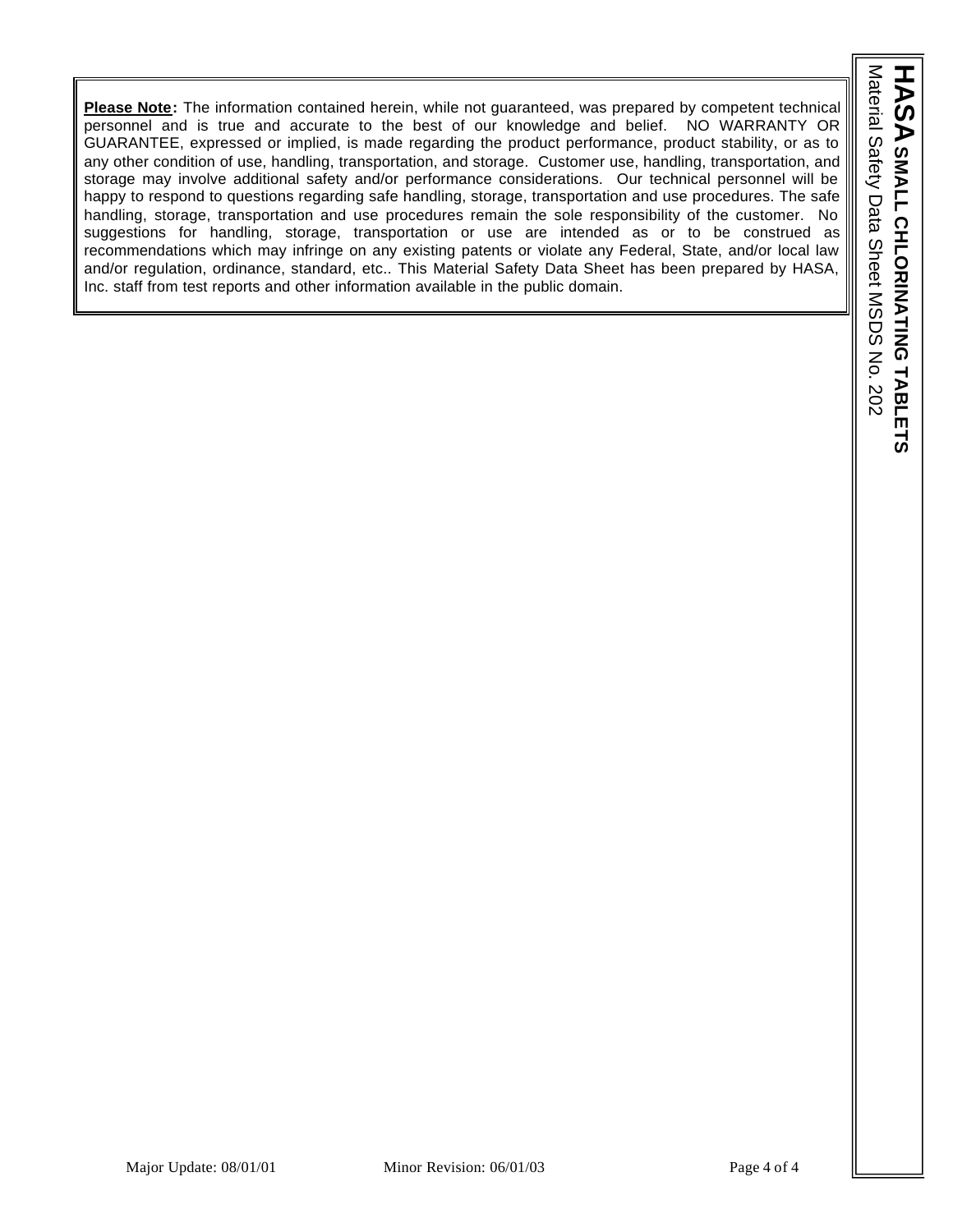**Please Note:** The information contained herein, while not guaranteed, was prepared by competent technical personnel and is true and accurate to the best of our knowledge and belief. NO WARRANTY OR GUARANTEE, expressed or implied, is made regarding the product performance, product stability, or as to any other condition of use, handling, transportation, and storage. Customer use, handling, transportation, and storage may involve additional safety and/or performance considerations. Our technical personnel will be happy to respond to questions regarding safe handling, storage, transportation and use procedures. The safe handling, storage, transportation and use procedures remain the sole responsibility of the customer. No suggestions for handling, storage, transportation or use are intended as or to be construed as recommendations which may infringe on any existing patents or violate any Federal, State, and/or local law and/or regulation, ordinance, standard, etc.. This Material Safety Data Sheet has been prepared by HASA, Inc. staff from test reports and other information available in the public domain.

Major Update: 08/01/01 Minor Revision: 06/01/03